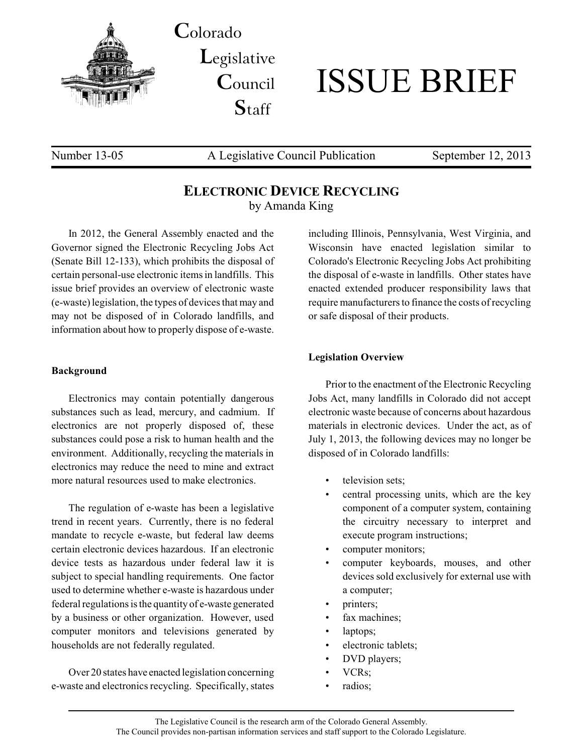Colorado Legislative Council Staff

# ISSUE BRIEF

Number 13-05 | A Legislative Council Publication | September 12, 2013

## ELECTRONIC DEVICE RECYCLING

by Amanda King

In 2012, the General Assembly enacted and the Governor signed the Electronic Recycling Jobs Act (Senate Bill 12-133), which prohibits the disposal of certain personal-use electronic items in landfills. This issue brief provides an overview of electronic waste (e-waste) legislation, the types of devices that may and may not be disposed of in Colorado landfills, and information about how to properly dispose of e-waste.

### Background

Electronics may contain potentially dangerous substances such as lead, mercury, and cadmium. If electronics are not properly disposed of, these substances could pose a risk to human health and the environment. Additionally, recycling the materials in electronics may reduce the need to mine and extract more natural resources used to make electronics.

The regulation of e-waste has been a legislative trend in recent years. Currently, there is no federal mandate to recycle e-waste, but federal law deems certain electronic devices hazardous. If an electronic device tests as hazardous under federal law it is subject to special handling requirements. One factor used to determine whether e-waste is hazardous under federal regulations is the quantity of e-waste generated by a business or other organization. However, used computer monitors and televisions generated by households are not federally regulated.

Over 20 states have enacted legislation concerning e-waste and electronics recycling. Specifically, states including Illinois, Pennsylvania, West Virginia, and Wisconsin have enacted legislation similar to Colorado's Electronic Recycling Jobs Act prohibiting the disposal of e-waste in landfills. Other states have enacted extended producer responsibility laws that require manufacturers to finance the costs of recycling or safe disposal of their products.

### Legislation Overview

Prior to the enactment of the Electronic Recycling Jobs Act, many landfills in Colorado did not accept electronic waste because of concerns about hazardous materials in electronic devices. Under the act, as of July 1, 2013, the following devices may no longer be disposed of in Colorado landfills:

- television sets;
- central processing units, which are the key component of a computer system, containing the circuitry necessary to interpret and execute program instructions;
- computer monitors;
- computer keyboards, mouses, and other devices sold exclusively for external use with a computer;
- printers;
- fax machines;
- laptops;
- electronic tablets;
- DVD players;
- VCRs;
- radios;

The Legislative Council is the research arm of the Colorado General Assembly.
The Council provides non-partisan information services and staff support to the Colorado Legislature.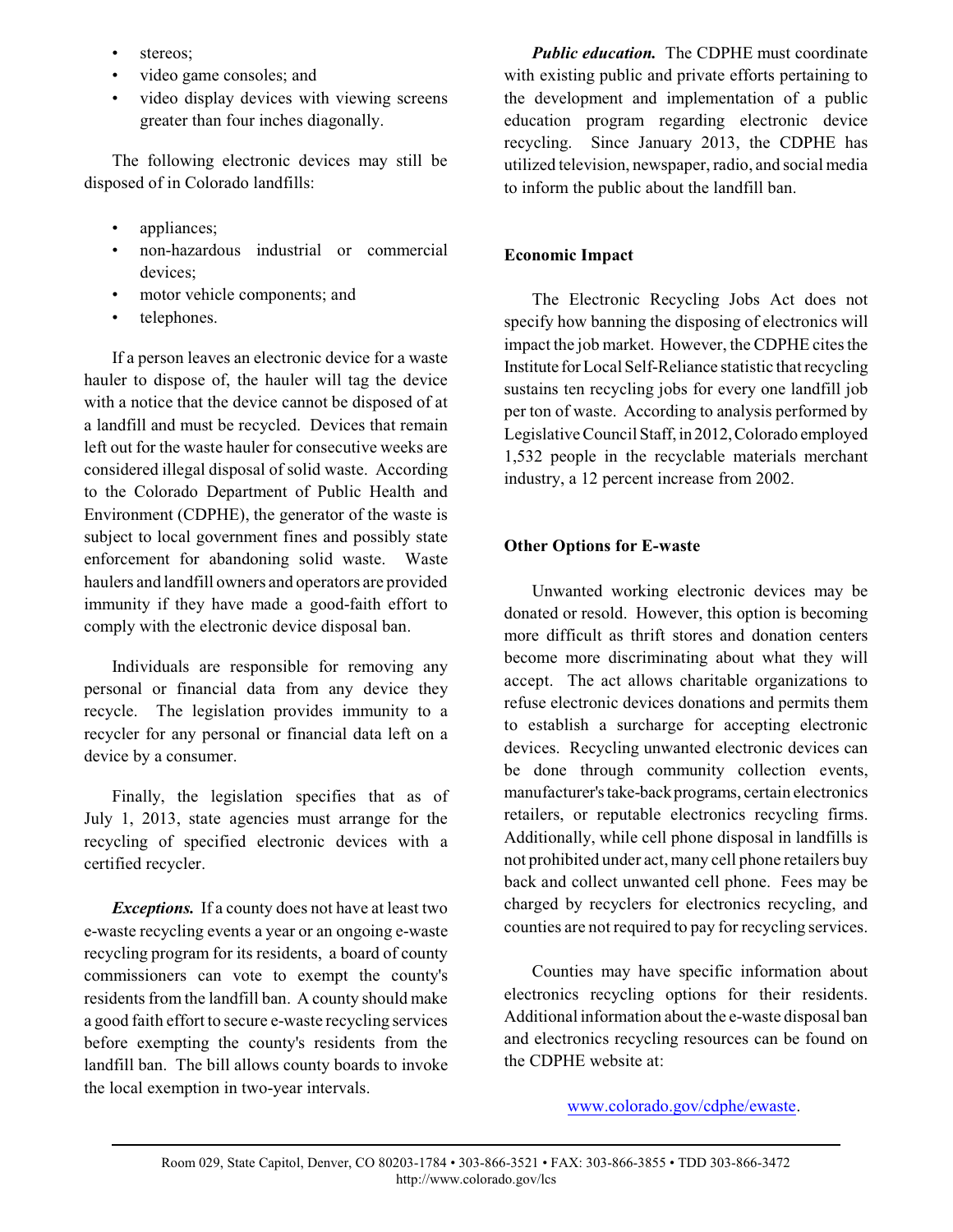- stereos;
- video game consoles; and
- video display devices with viewing screens greater than four inches diagonally.

The following electronic devices may still be disposed of in Colorado landfills:

- appliances;
- non-hazardous industrial or commercial devices;
- motor vehicle components; and
- telephones.

If a person leaves an electronic device for a waste hauler to dispose of, the hauler will tag the device with a notice that the device cannot be disposed of at a landfill and must be recycled. Devices that remain left out for the waste hauler for consecutive weeks are considered illegal disposal of solid waste. According to the Colorado Department of Public Health and Environment (CDPHE), the generator of the waste is subject to local government fines and possibly state enforcement for abandoning solid waste. Waste haulers and landfill owners and operators are provided immunity if they have made a good-faith effort to comply with the electronic device disposal ban.

Individuals are responsible for removing any personal or financial data from any device they recycle. The legislation provides immunity to a recycler for any personal or financial data left on a device by a consumer.

Finally, the legislation specifies that as of July 1, 2013, state agencies must arrange for the recycling of specified electronic devices with a certified recycler.

***Exceptions.*** If a county does not have at least two e-waste recycling events a year or an ongoing e-waste recycling program for its residents, a board of county commissioners can vote to exempt the county's residents from the landfill ban. A county should make a good faith effort to secure e-waste recycling services before exempting the county's residents from the landfill ban. The bill allows county boards to invoke the local exemption in two-year intervals.

***Public education.*** The CDPHE must coordinate with existing public and private efforts pertaining to the development and implementation of a public education program regarding electronic device recycling. Since January 2013, the CDPHE has utilized television, newspaper, radio, and social media to inform the public about the landfill ban.

**Economic Impact**

The Electronic Recycling Jobs Act does not specify how banning the disposing of electronics will impact the job market. However, the CDPHE cites the Institute for Local Self-Reliance statistic that recycling sustains ten recycling jobs for every one landfill job per ton of waste. According to analysis performed by Legislative Council Staff, in 2012, Colorado employed 1,532 people in the recyclable materials merchant industry, a 12 percent increase from 2002.

**Other Options for E-waste**

Unwanted working electronic devices may be donated or resold. However, this option is becoming more difficult as thrift stores and donation centers become more discriminating about what they will accept. The act allows charitable organizations to refuse electronic devices donations and permits them to establish a surcharge for accepting electronic devices. Recycling unwanted electronic devices can be done through community collection events, manufacturer's take-back programs, certain electronics retailers, or reputable electronics recycling firms. Additionally, while cell phone disposal in landfills is not prohibited under act, many cell phone retailers buy back and collect unwanted cell phone. Fees may be charged by recyclers for electronics recycling, and counties are not required to pay for recycling services.

Counties may have specific information about electronics recycling options for their residents. Additional information about the e-waste disposal ban and electronics recycling resources can be found on the CDPHE website at:

www.colorado.gov/cdphe/ewaste.

Room 029, State Capitol, Denver, CO 80203-1784 • 303-866-3521 • FAX: 303-866-3855 • TDD 303-866-3472
http://www.colorado.gov/lcs